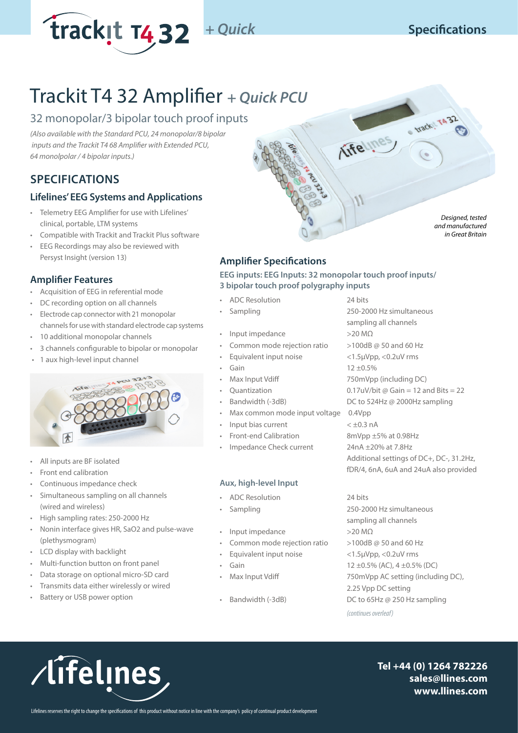# Trackit T4 32 Amplifier *+ Quick PCU*

## 32 monopolar/3 bipolar touch proof inputs

*(Also available with the Standard PCU, 24 monopolar/8 bipolar inputs and the Trackit T4 68 Amplifier with Extended PCU, 64 monolpolar / 4 bipolar inputs.)*

## SPECIFICATIONS

### Lifelines' EEG Systems and Applications

- Telemetry EEG Amplifier for use with Lifelines' clinical, portable, LTM systems
- Compatible with Trackit and Trackit Plus software
- EEG Recordings may also be reviewed with Persyst Insight (version 13)

### Amplifier Features

- Acquisition of EEG in referential mode
- DC recording option on all channels
- Electrode cap connector with 21 monopolar channels for use with standard electrode cap systems
- 10 additional monopolar channels
- 3 channels configurable to bipolar or monopolar
- 1 aux high-level input channel

- All inputs are BF isolated
- Front end calibration
- Continuous impedance check
- Simultaneous sampling on all channels (wired and wireless)
- High sampling rates: 250-2000 Hz
- Nonin interface gives HR, SaO2 and pulse-wave (plethysmogram)
- LCD display with backlight
- Multi-function button on front panel
- Data storage on optional micro-SD card
- Transmits data either wirelessly or wired
- Battery or USB power option

*Designed, tested and manufactured in Great Britain*

### Amplifier Specifications

**EEG inputs: EEG Inputs: 32 monopolar touch proof inputs/ 3 bipolar touch proof polygraphy inputs**

| | |
|---|---|
| ADC Resolution | 24 bits |
| Sampling | 250-2000 Hz simultaneous sampling all channels |
| Input impedance | >20 MΩ |
| Common mode rejection ratio | >100dB @ 50 and 60 Hz |
| Equivalent input noise | <1.5µVpp, <0.2uV rms |
| Gain | 12 ±0.5% |
| Max Input Vdiff | 750mVpp (including DC) |
| Quantization | 0.17uV/bit @ Gain = 12 and Bits = 22 |
| Bandwidth (-3dB) | DC to 524Hz @ 2000Hz sampling |
| Max common mode input voltage | 0.4Vpp |
| Input bias current | < ±0.3 nA |
| Front-end Calibration | 8mVpp ±5% at 0.98Hz |
| Impedance Check current | 24nA ±20% at 7.8Hz<br>Additional settings of DC+, DC-, 31.2Hz, fDR/4, 6nA, 6uA and 24uA also provided |

**Aux, high-level Input**

| | |
|---|---|
| ADC Resolution | 24 bits |
| Sampling | 250-2000 Hz simultaneous sampling all channels |
| Input impedance | >20 MΩ |
| Common mode rejection ratio | >100dB @ 50 and 60 Hz |
| Equivalent input noise | <1.5µVpp, <0.2uV rms |
| Gain | 12 ±0.5% (AC), 4 ±0.5% (DC) |
| Max Input Vdiff | 750mVpp AC setting (including DC), 2.25 Vpp DC setting |
| Bandwidth (-3dB) | DC to 65Hz @ 250 Hz sampling |

*(continues overleaf)*

**Tel +44 (0) 1264 782226**
**sales@llines.com**
**www.llines.com**

Lifelines reserves the right to change the specifications of this product without notice in line with the company's policy of continual product development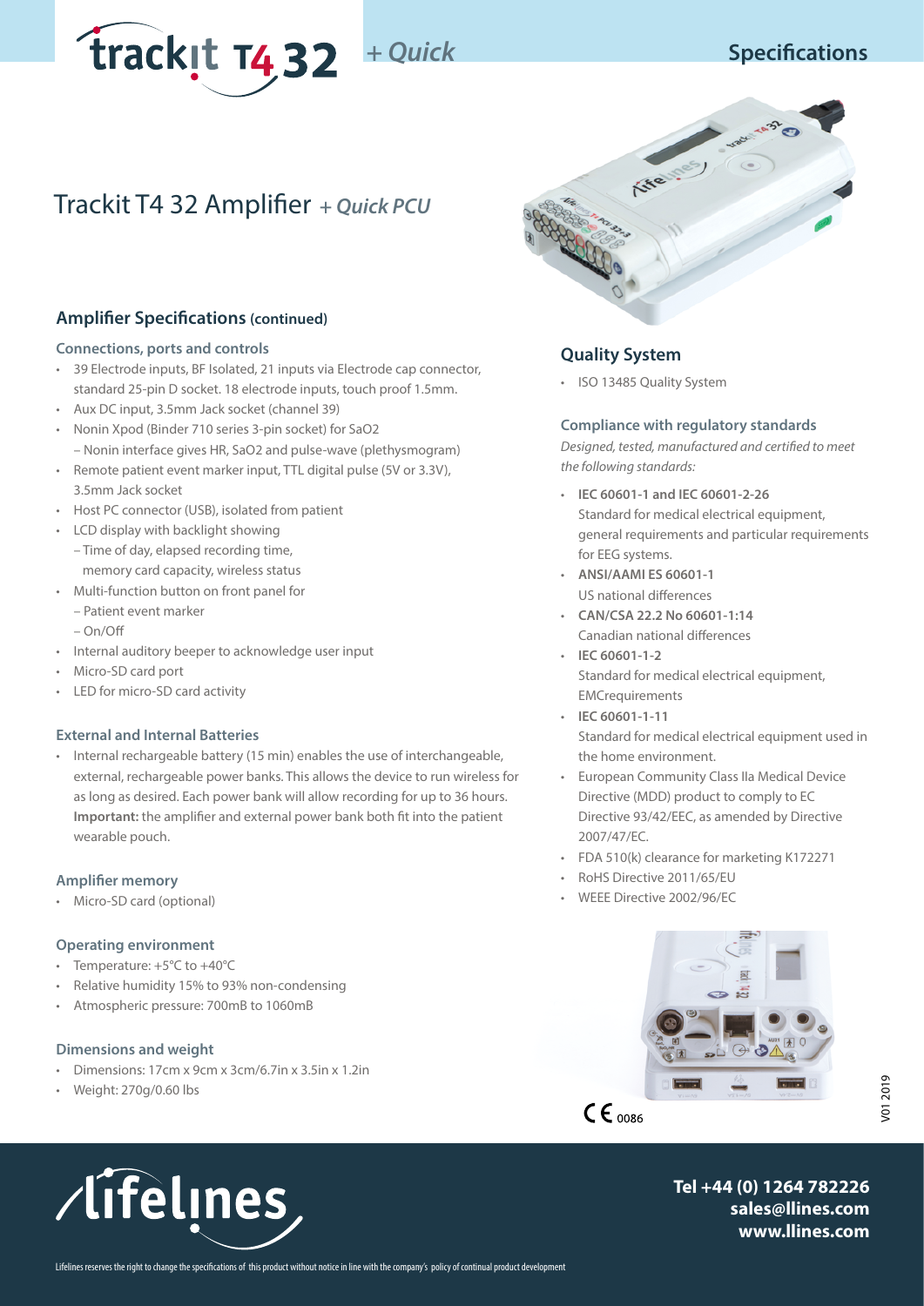# Trackit T4 32 Amplifier + *Quick PCU*

## Amplifier Specifications (continued)

### Connections, ports and controls

- 39 Electrode inputs, BF Isolated, 21 inputs via Electrode cap connector, standard 25-pin D socket. 18 electrode inputs, touch proof 1.5mm.
- Aux DC input, 3.5mm Jack socket (channel 39)
- Nonin Xpod (Binder 710 series 3-pin socket) for SaO2
  - Nonin interface gives HR, SaO2 and pulse-wave (plethysmogram)
- Remote patient event marker input, TTL digital pulse (5V or 3.3V), 3.5mm Jack socket
- Host PC connector (USB), isolated from patient
- LCD display with backlight showing
  - Time of day, elapsed recording time, memory card capacity, wireless status
- Multi-function button on front panel for
  - Patient event marker
  - On/Off
- Internal auditory beeper to acknowledge user input
- Micro-SD card port
- LED for micro-SD card activity

### External and Internal Batteries

- Internal rechargeable battery (15 min) enables the use of interchangeable, external, rechargeable power banks. This allows the device to run wireless for as long as desired. Each power bank will allow recording for up to 36 hours. **Important:** the amplifier and external power bank both fit into the patient wearable pouch.

### Amplifier memory

- Micro-SD card (optional)

### Operating environment

- Temperature: +5°C to +40°C
- Relative humidity 15% to 93% non-condensing
- Atmospheric pressure: 700mB to 1060mB

### Dimensions and weight

- Dimensions: 17cm x 9cm x 3cm/6.7in x 3.5in x 1.2in
- Weight: 270g/0.60 lbs

## Quality System

- ISO 13485 Quality System

### Compliance with regulatory standards

*Designed, tested, manufactured and certified to meet the following standards:*

- **IEC 60601-1 and IEC 60601-2-26**
  Standard for medical electrical equipment, general requirements and particular requirements for EEG systems.
- **ANSI/AAMI ES 60601-1**
  US national differences
- **CAN/CSA 22.2 No 60601-1:14**
  Canadian national differences
- **IEC 60601-1-2**
  Standard for medical electrical equipment, EMCrequirements
- **IEC 60601-1-11**
  Standard for medical electrical equipment used in the home environment.
- European Community Class IIa Medical Device Directive (MDD) product to comply to EC Directive 93/42/EEC, as amended by Directive 2007/47/EC.
- FDA 510(k) clearance for marketing K172271
- RoHS Directive 2011/65/EU
- WEEE Directive 2002/96/EC

CE 0086

V01 2019

**Tel +44 (0) 1264 782226**
**sales@llines.com**
**www.llines.com**

Lifelines reserves the right to change the specifications of this product without notice in line with the company's policy of continual product development